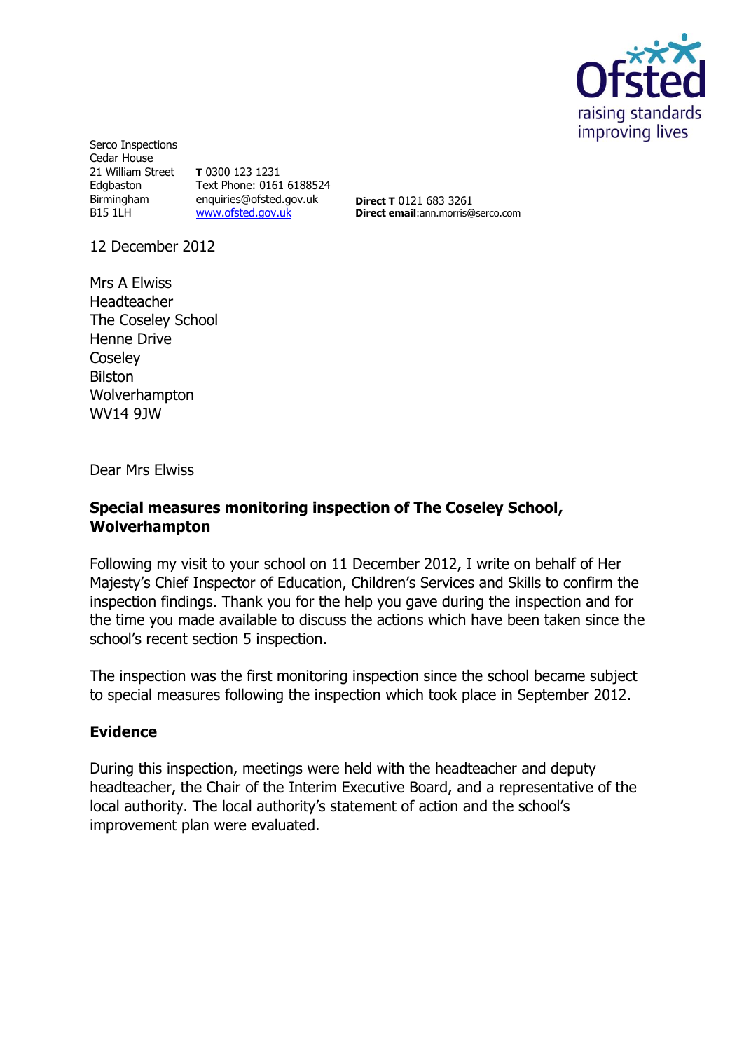Serco Inspections
Cedar House
21 William Street
Edgbaston
Birmingham
B15 1LH

**T** 0300 123 1231
Text Phone: 0161 6188524
enquiries@ofsted.gov.uk
www.ofsted.gov.uk

**Direct T** 0121 683 3261
**Direct email**:ann.morris@serco.com

12 December 2012

Mrs A Elwiss
Headteacher
The Coseley School
Henne Drive
Coseley
Bilston
Wolverhampton
WV14 9JW

Dear Mrs Elwiss

**Special measures monitoring inspection of The Coseley School, Wolverhampton**

Following my visit to your school on 11 December 2012, I write on behalf of Her Majesty's Chief Inspector of Education, Children's Services and Skills to confirm the inspection findings. Thank you for the help you gave during the inspection and for the time you made available to discuss the actions which have been taken since the school's recent section 5 inspection.

The inspection was the first monitoring inspection since the school became subject to special measures following the inspection which took place in September 2012.

## Evidence

During this inspection, meetings were held with the headteacher and deputy headteacher, the Chair of the Interim Executive Board, and a representative of the local authority. The local authority's statement of action and the school's improvement plan were evaluated.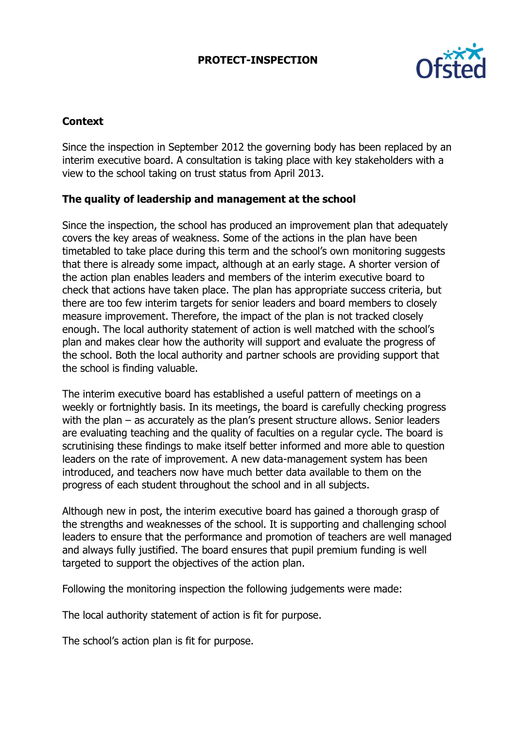## Context

Since the inspection in September 2012 the governing body has been replaced by an interim executive board. A consultation is taking place with key stakeholders with a view to the school taking on trust status from April 2013.

## The quality of leadership and management at the school

Since the inspection, the school has produced an improvement plan that adequately covers the key areas of weakness. Some of the actions in the plan have been timetabled to take place during this term and the school's own monitoring suggests that there is already some impact, although at an early stage. A shorter version of the action plan enables leaders and members of the interim executive board to check that actions have taken place. The plan has appropriate success criteria, but there are too few interim targets for senior leaders and board members to closely measure improvement. Therefore, the impact of the plan is not tracked closely enough. The local authority statement of action is well matched with the school's plan and makes clear how the authority will support and evaluate the progress of the school. Both the local authority and partner schools are providing support that the school is finding valuable.

The interim executive board has established a useful pattern of meetings on a weekly or fortnightly basis. In its meetings, the board is carefully checking progress with the plan – as accurately as the plan's present structure allows. Senior leaders are evaluating teaching and the quality of faculties on a regular cycle. The board is scrutinising these findings to make itself better informed and more able to question leaders on the rate of improvement. A new data-management system has been introduced, and teachers now have much better data available to them on the progress of each student throughout the school and in all subjects.

Although new in post, the interim executive board has gained a thorough grasp of the strengths and weaknesses of the school. It is supporting and challenging school leaders to ensure that the performance and promotion of teachers are well managed and always fully justified. The board ensures that pupil premium funding is well targeted to support the objectives of the action plan.

Following the monitoring inspection the following judgements were made:

The local authority statement of action is fit for purpose.

The school's action plan is fit for purpose.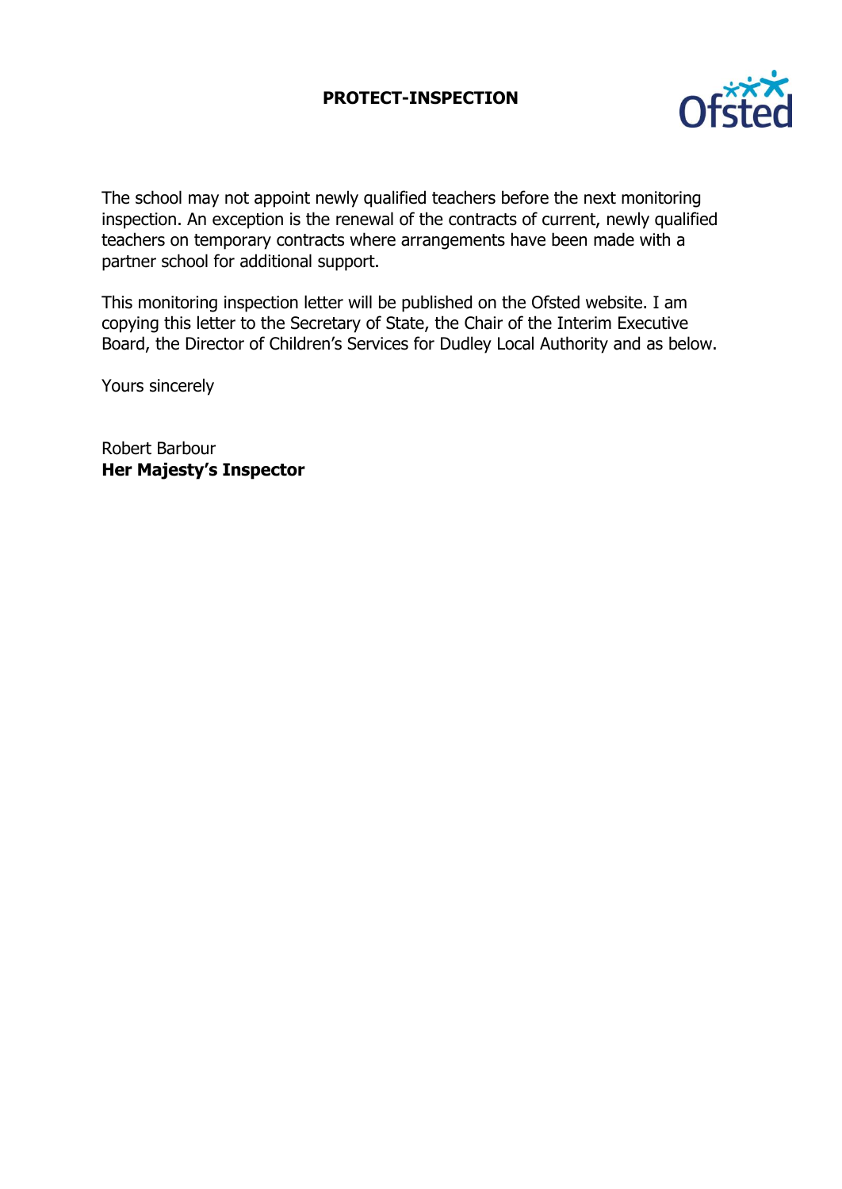The school may not appoint newly qualified teachers before the next monitoring inspection. An exception is the renewal of the contracts of current, newly qualified teachers on temporary contracts where arrangements have been made with a partner school for additional support.

This monitoring inspection letter will be published on the Ofsted website. I am copying this letter to the Secretary of State, the Chair of the Interim Executive Board, the Director of Children's Services for Dudley Local Authority and as below.

Yours sincerely

Robert Barbour
**Her Majesty's Inspector**